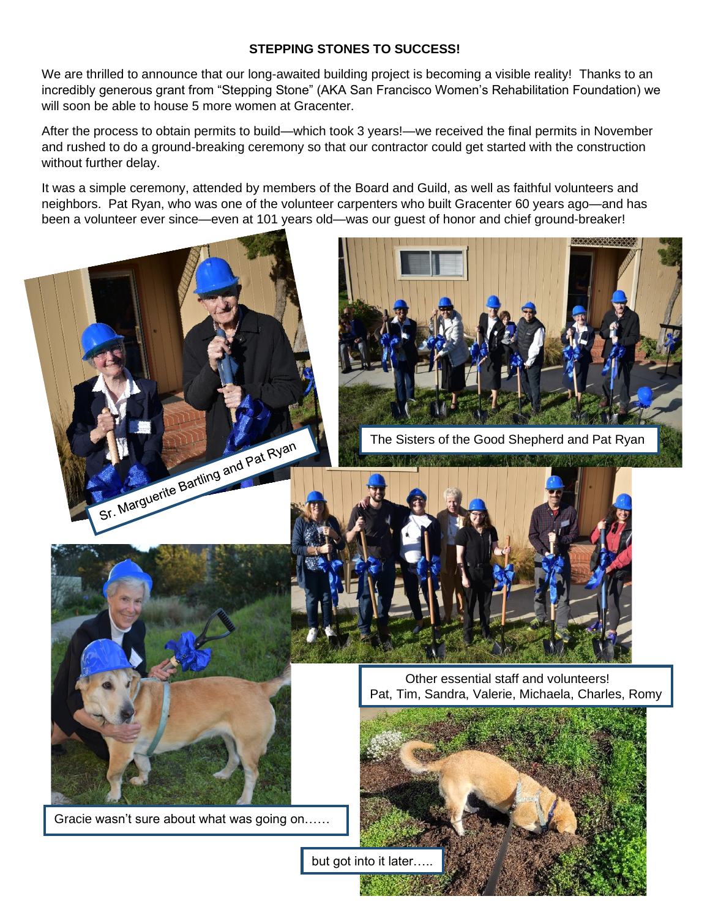**STEPPING STONES TO SUCCESS!**

We are thrilled to announce that our long-awaited building project is becoming a visible reality! Thanks to an incredibly generous grant from "Stepping Stone" (AKA San Francisco Women's Rehabilitation Foundation) we will soon be able to house 5 more women at Gracenter.

After the process to obtain permits to build—which took 3 years!—we received the final permits in November and rushed to do a ground-breaking ceremony so that our contractor could get started with the construction without further delay.

It was a simple ceremony, attended by members of the Board and Guild, as well as faithful volunteers and neighbors. Pat Ryan, who was one of the volunteer carpenters who built Gracenter 60 years ago—and has been a volunteer ever since—even at 101 years old—was our guest of honor and chief ground-breaker!

Sr. Marguerite Bartling and Pat Ryan

The Sisters of the Good Shepherd and Pat Ryan

Other essential staff and volunteers!
Pat, Tim, Sandra, Valerie, Michaela, Charles, Romy

Gracie wasn't sure about what was going on……

but got into it later…..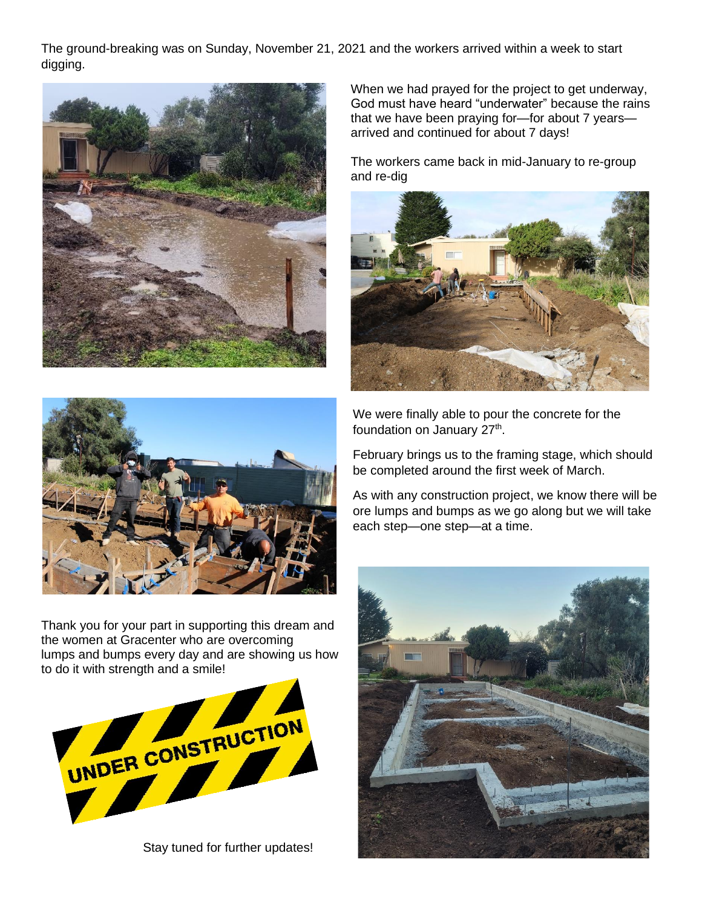The ground-breaking was on Sunday, November 21, 2021 and the workers arrived within a week to start digging.

When we had prayed for the project to get underway, God must have heard "underwater" because the rains that we have been praying for—for about 7 years—arrived and continued for about 7 days!

The workers came back in mid-January to re-group and re-dig

We were finally able to pour the concrete for the foundation on January 27th.

February brings us to the framing stage, which should be completed around the first week of March.

As with any construction project, we know there will be ore lumps and bumps as we go along but we will take each step—one step—at a time.

Thank you for your part in supporting this dream and the women at Gracenter who are overcoming lumps and bumps every day and are showing us how to do it with strength and a smile!

UNDER CONSTRUCTION

Stay tuned for further updates!